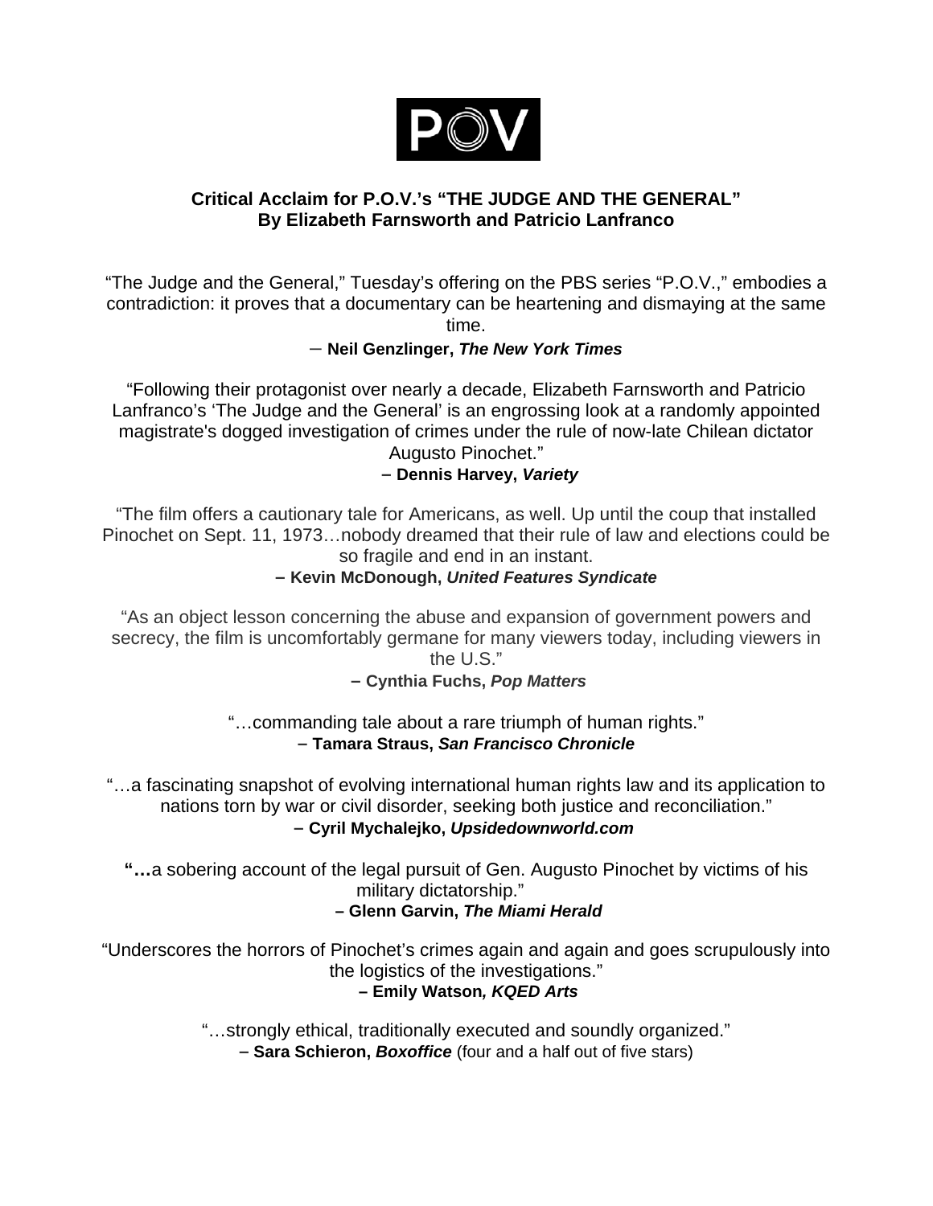POV

**Critical Acclaim for P.O.V.'s "THE JUDGE AND THE GENERAL"**
**By Elizabeth Farnsworth and Patricio Lanfranco**

"The Judge and the General," Tuesday's offering on the PBS series "P.O.V.," embodies a contradiction: it proves that a documentary can be heartening and dismaying at the same time.

– **Neil Genzlinger, *The New York Times***

"Following their protagonist over nearly a decade, Elizabeth Farnsworth and Patricio Lanfranco's 'The Judge and the General' is an engrossing look at a randomly appointed magistrate's dogged investigation of crimes under the rule of now-late Chilean dictator Augusto Pinochet."

– **Dennis Harvey, *Variety***

"The film offers a cautionary tale for Americans, as well. Up until the coup that installed Pinochet on Sept. 11, 1973…nobody dreamed that their rule of law and elections could be so fragile and end in an instant.

– **Kevin McDonough, *United Features Syndicate***

"As an object lesson concerning the abuse and expansion of government powers and secrecy, the film is uncomfortably germane for many viewers today, including viewers in the U.S."

– **Cynthia Fuchs, *Pop Matters***

"…commanding tale about a rare triumph of human rights."

– **Tamara Straus, *San Francisco Chronicle***

"…a fascinating snapshot of evolving international human rights law and its application to nations torn by war or civil disorder, seeking both justice and reconciliation."

– **Cyril Mychalejko, *Upsidedownworld.com***

"…a sobering account of the legal pursuit of Gen. Augusto Pinochet by victims of his military dictatorship."

– **Glenn Garvin, *The Miami Herald***

"Underscores the horrors of Pinochet's crimes again and again and goes scrupulously into the logistics of the investigations."

– **Emily Watson*, KQED Arts***

"…strongly ethical, traditionally executed and soundly organized."

– **Sara Schieron, *Boxoffice*** (four and a half out of five stars)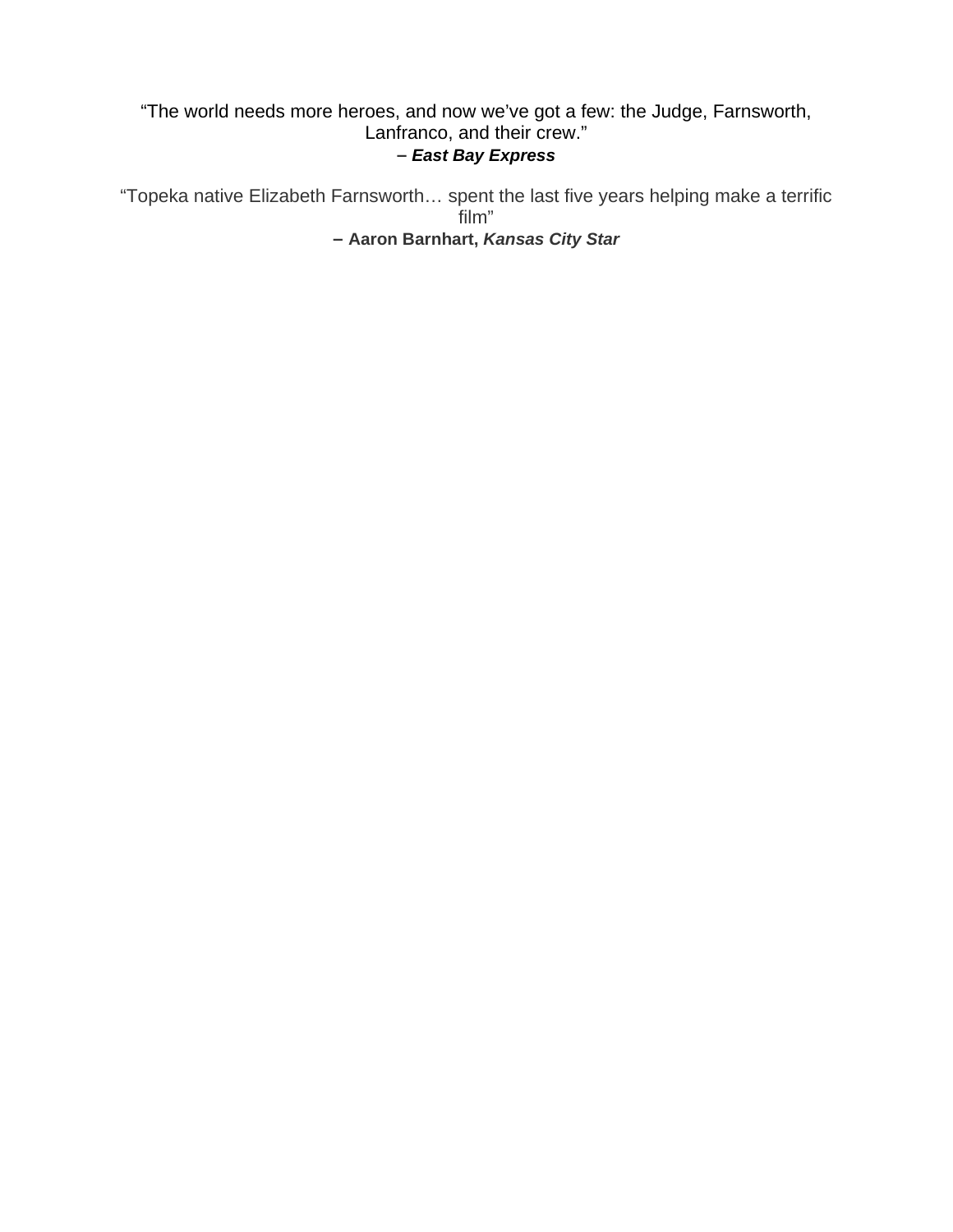"The world needs more heroes, and now we've got a few: the Judge, Farnsworth, Lanfranco, and their crew."
– ***East Bay Express***

"Topeka native Elizabeth Farnsworth… spent the last five years helping make a terrific film"
**– Aaron Barnhart, *Kansas City Star***